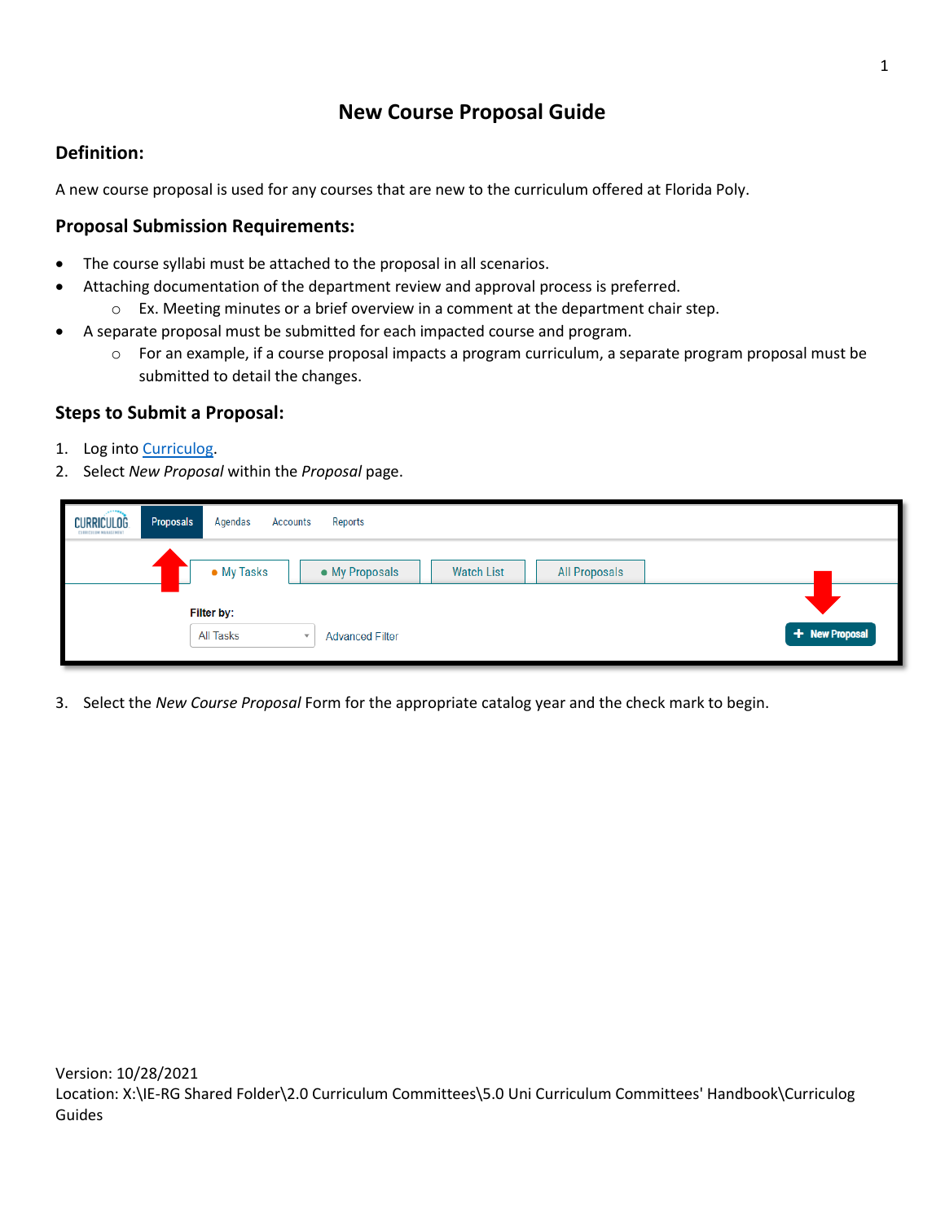# New Course Proposal Guide

## Definition:

A new course proposal is used for any courses that are new to the curriculum offered at Florida Poly.

## Proposal Submission Requirements:

- The course syllabi must be attached to the proposal in all scenarios.
- Attaching documentation of the department review and approval process is preferred.
  - Ex. Meeting minutes or a brief overview in a comment at the department chair step.
- A separate proposal must be submitted for each impacted course and program.
  - For an example, if a course proposal impacts a program curriculum, a separate program proposal must be submitted to detail the changes.

## Steps to Submit a Proposal:

1. Log into Curriculog.
2. Select *New Proposal* within the *Proposal* page.
3. Select the *New Course Proposal* Form for the appropriate catalog year and the check mark to begin.

Version: 10/28/2021
Location: X:\IE-RG Shared Folder\2.0 Curriculum Committees\5.0 Uni Curriculum Committees' Handbook\Curriculog Guides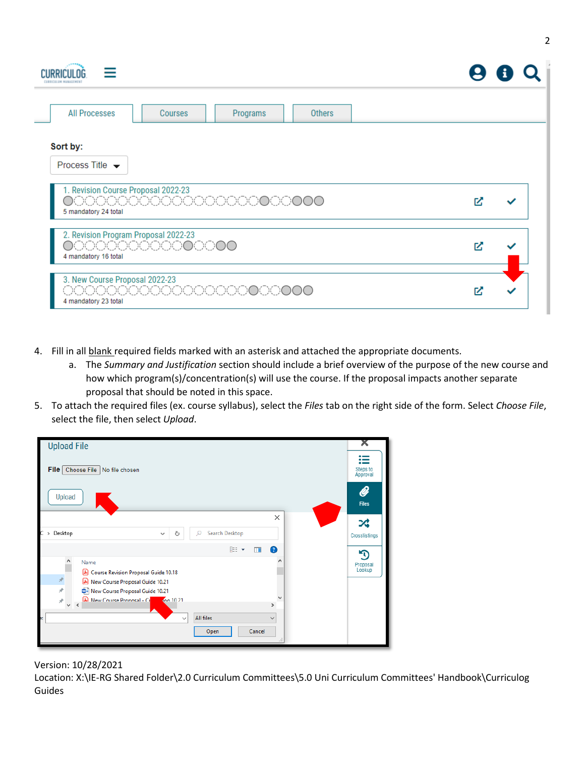4. Fill in all blank required fields marked with an asterisk and attached the appropriate documents.
    a. The *Summary and Justification* section should include a brief overview of the purpose of the new course and how which program(s)/concentration(s) will use the course. If the proposal impacts another separate proposal that should be noted in this space.
5. To attach the required files (ex. course syllabus), select the *Files* tab on the right side of the form. Select *Choose File*, select the file, then select *Upload*.

Version: 10/28/2021

Location: X:\IE-RG Shared Folder\2.0 Curriculum Committees\5.0 Uni Curriculum Committees' Handbook\Curriculog Guides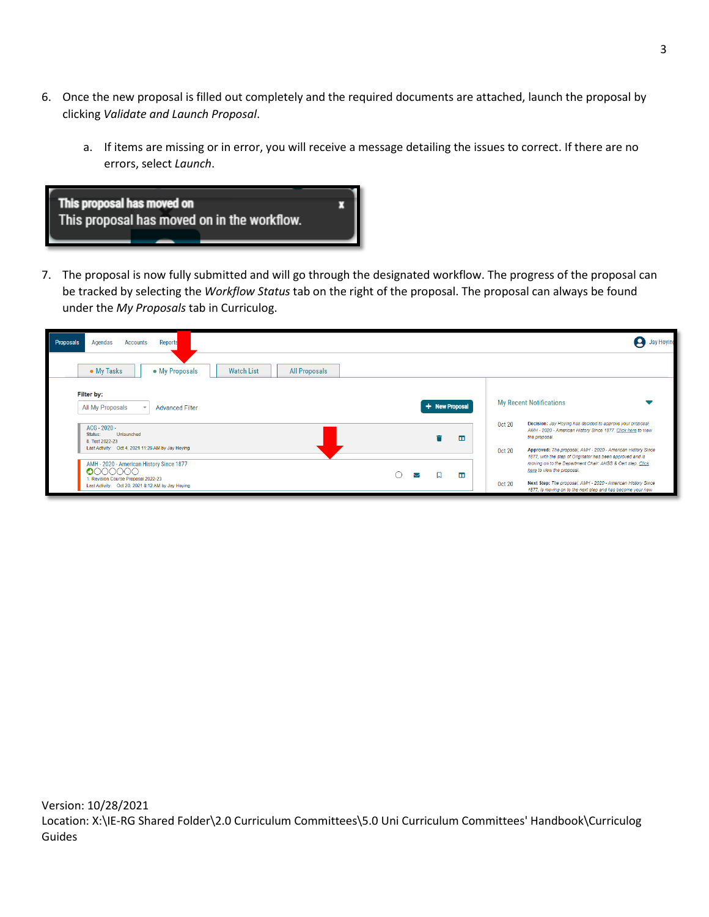6. Once the new proposal is filled out completely and the required documents are attached, launch the proposal by clicking *Validate and Launch Proposal*.

    a. If items are missing or in error, you will receive a message detailing the issues to correct. If there are no errors, select *Launch*.

7. The proposal is now fully submitted and will go through the designated workflow. The progress of the proposal can be tracked by selecting the *Workflow Status* tab on the right of the proposal. The proposal can always be found under the *My Proposals* tab in Curriculog.

Version: 10/28/2021
Location: X:\IE-RG Shared Folder\2.0 Curriculum Committees\5.0 Uni Curriculum Committees' Handbook\Curriculog Guides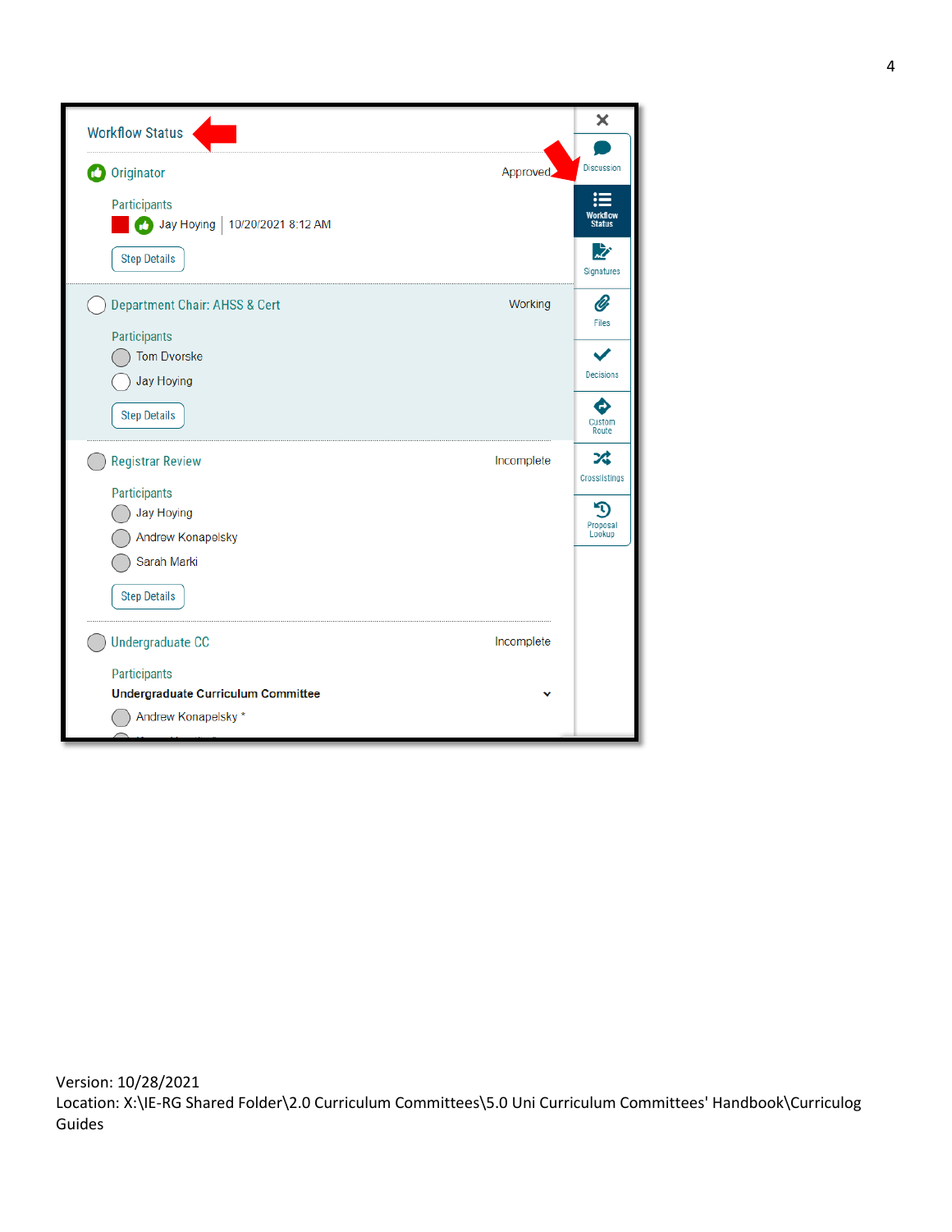Workflow Status

Originator — Approved

Participants

Jay Hoying | 10/20/2021 8:12 AM

Step Details

Department Chair: AHSS & Cert — Working

Participants

Tom Dvorske

Jay Hoying

Step Details

Registrar Review — Incomplete

Participants

Jay Hoying

Andrew Konapelsky

Sarah Marki

Step Details

Undergraduate CC — Incomplete

Participants

**Undergraduate Curriculum Committee**

Andrew Konapelsky *

Discussion

Workflow Status

Signatures

Files

Decisions

Custom Route

Crosslistings

Proposal Lookup

Version: 10/28/2021
Location: X:\IE-RG Shared Folder\2.0 Curriculum Committees\5.0 Uni Curriculum Committees' Handbook\Curriculog Guides